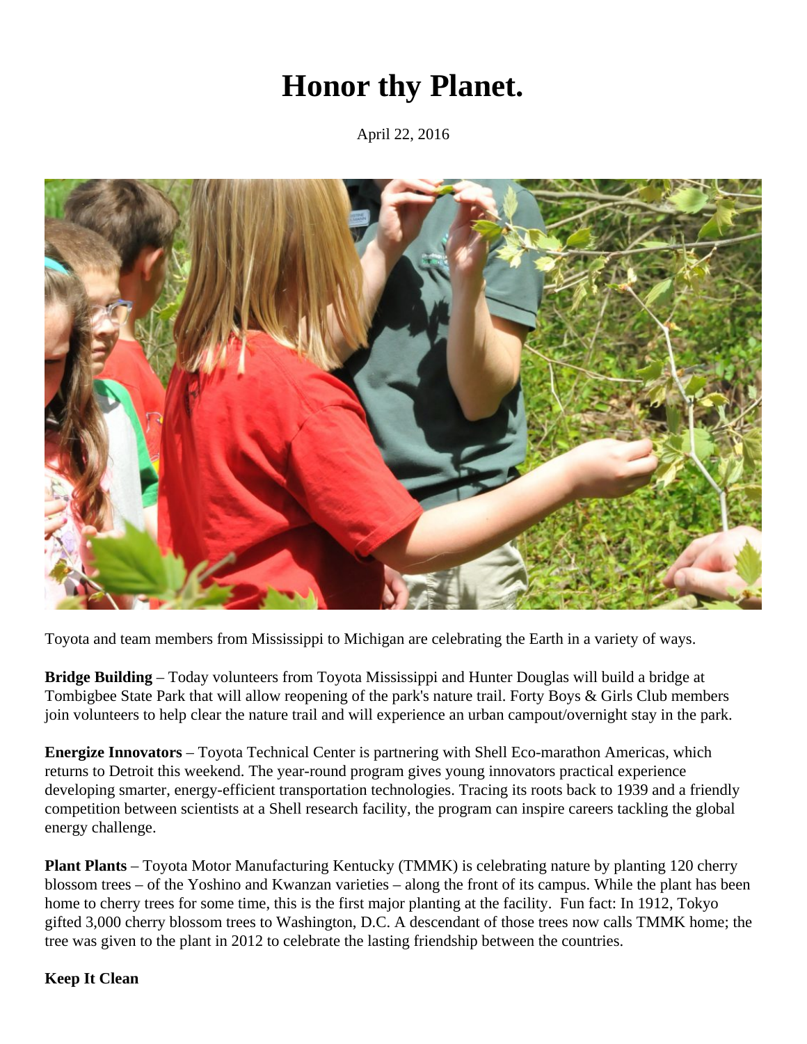# Honor thy Planet.

April 22, 2016

Toyota and team members from Mississippi to Michigan are celebrating the Earth in a variety of ways.

**Bridge Building** – Today volunteers from Toyota Mississippi and Hunter Douglas will build a bridge at Tombigbee State Park that will allow reopening of the park's nature trail. Forty Boys & Girls Club members join volunteers to help clear the nature trail and will experience an urban campout/overnight stay in the park.

**Energize Innovators** – Toyota Technical Center is partnering with Shell Eco-marathon Americas, which returns to Detroit this weekend. The year-round program gives young innovators practical experience developing smarter, energy-efficient transportation technologies. Tracing its roots back to 1939 and a friendly competition between scientists at a Shell research facility, the program can inspire careers tackling the global energy challenge.

**Plant Plants** – Toyota Motor Manufacturing Kentucky (TMMK) is celebrating nature by planting 120 cherry blossom trees – of the Yoshino and Kwanzan varieties – along the front of its campus. While the plant has been home to cherry trees for some time, this is the first major planting at the facility. Fun fact: In 1912, Tokyo gifted 3,000 cherry blossom trees to Washington, D.C. A descendant of those trees now calls TMMK home; the tree was given to the plant in 2012 to celebrate the lasting friendship between the countries.

**Keep It Clean**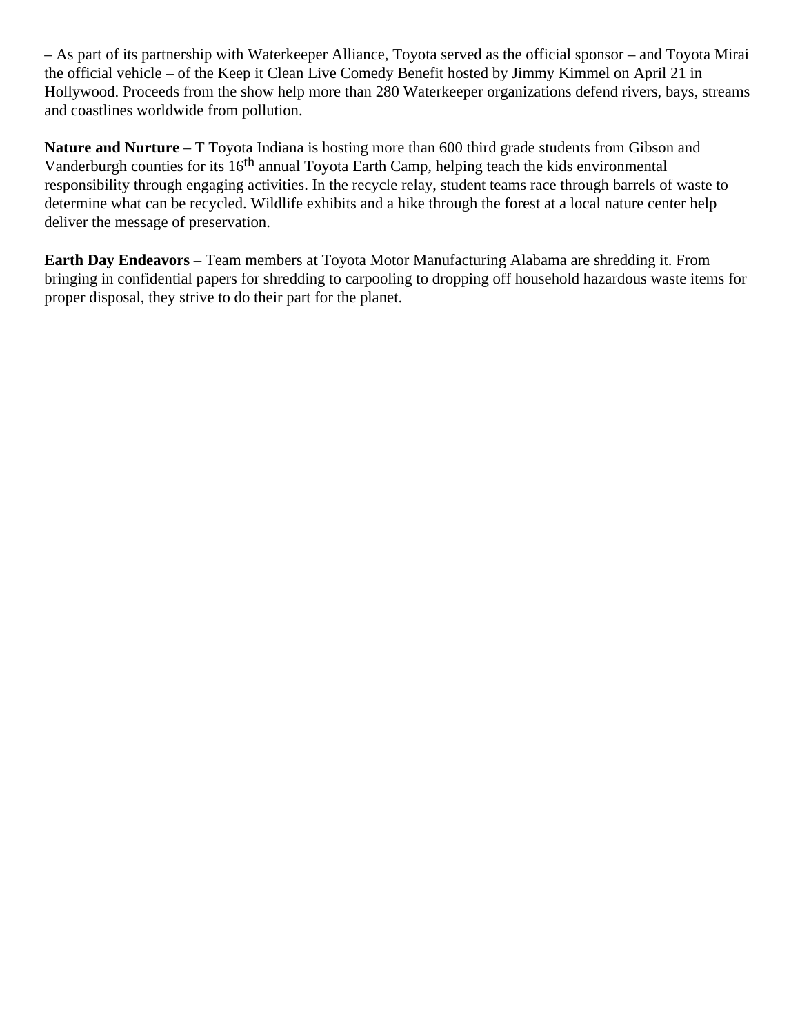– As part of its partnership with Waterkeeper Alliance, Toyota served as the official sponsor – and Toyota Mirai the official vehicle – of the Keep it Clean Live Comedy Benefit hosted by Jimmy Kimmel on April 21 in Hollywood. Proceeds from the show help more than 280 Waterkeeper organizations defend rivers, bays, streams and coastlines worldwide from pollution.

**Nature and Nurture** – T Toyota Indiana is hosting more than 600 third grade students from Gibson and Vanderburgh counties for its 16th annual Toyota Earth Camp, helping teach the kids environmental responsibility through engaging activities. In the recycle relay, student teams race through barrels of waste to determine what can be recycled. Wildlife exhibits and a hike through the forest at a local nature center help deliver the message of preservation.

**Earth Day Endeavors** – Team members at Toyota Motor Manufacturing Alabama are shredding it. From bringing in confidential papers for shredding to carpooling to dropping off household hazardous waste items for proper disposal, they strive to do their part for the planet.